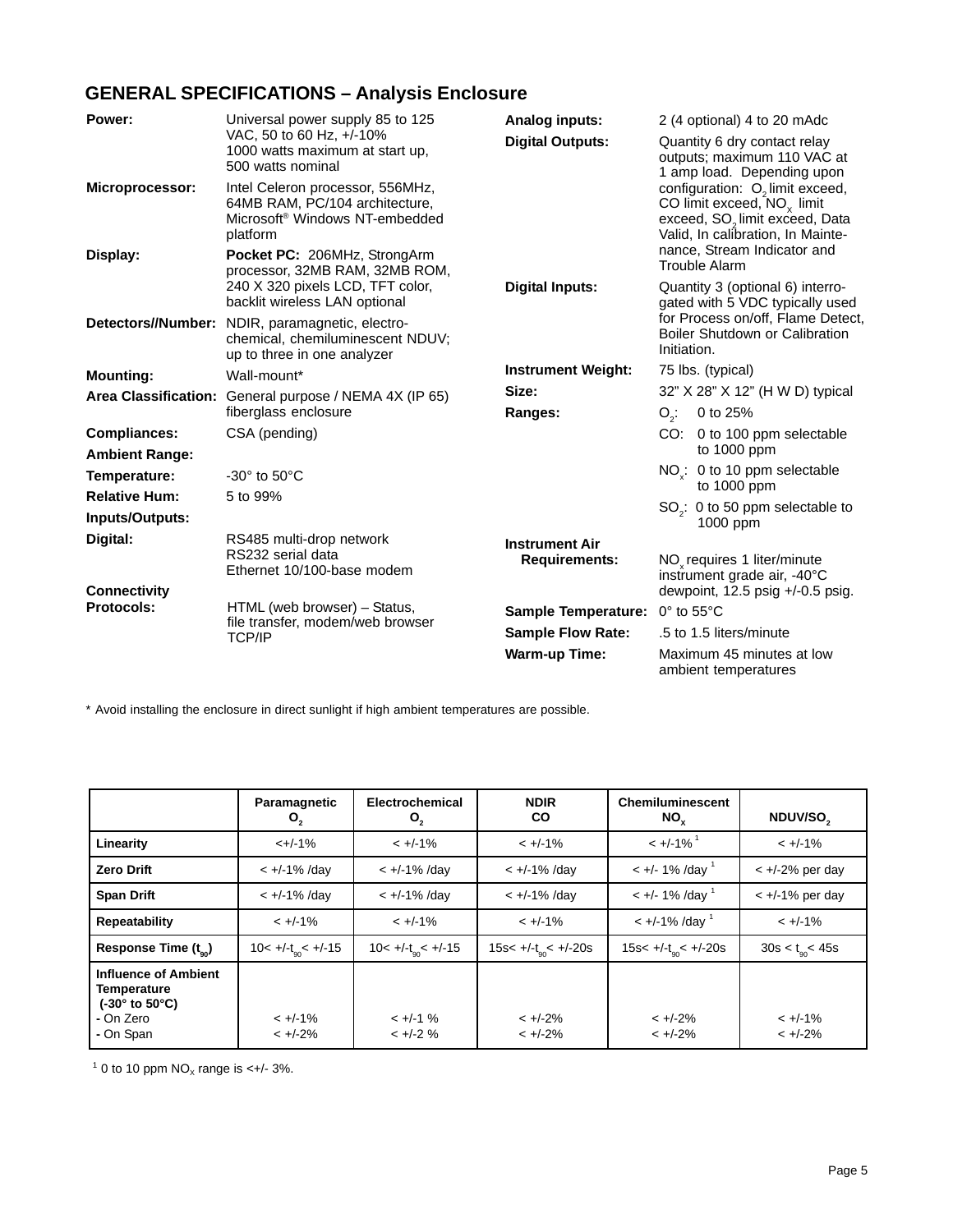## GENERAL SPECIFICATIONS – Analysis Enclosure

**Power:** Universal power supply 85 to 125 VAC, 50 to 60 Hz, +/-10%
1000 watts maximum at start up, 500 watts nominal

**Microprocessor:** Intel Celeron processor, 556MHz, 64MB RAM, PC/104 architecture, Microsoft® Windows NT-embedded platform

**Display:** **Pocket PC:** 206MHz, StrongArm processor, 32MB RAM, 32MB ROM, 240 X 320 pixels LCD, TFT color, backlit wireless LAN optional

**Detectors//Number:** NDIR, paramagnetic, electro-chemical, chemiluminescent NDUV; up to three in one analyzer

**Mounting:** Wall-mount*

**Area Classification:** General purpose / NEMA 4X (IP 65) fiberglass enclosure

**Compliances:** CSA (pending)

**Ambient Range:**

**Temperature:** -30° to 50°C

**Relative Hum:** 5 to 99%

**Inputs/Outputs:**

**Digital:** RS485 multi-drop network
RS232 serial data
Ethernet 10/100-base modem

**Connectivity Protocols:** HTML (web browser) – Status, file transfer, modem/web browser
TCP/IP

**Analog inputs:** 2 (4 optional) 4 to 20 mAdc

**Digital Outputs:** Quantity 6 dry contact relay outputs; maximum 110 VAC at 1 amp load. Depending upon configuration: $O_2$ limit exceed, CO limit exceed, $NO_X$ limit exceed, $SO_2$ limit exceed, Data Valid, In calibration, In Maintenance, Stream Indicator and Trouble Alarm

**Digital Inputs:** Quantity 3 (optional 6) interrogated with 5 VDC typically used for Process on/off, Flame Detect, Boiler Shutdown or Calibration Initiation.

**Instrument Weight:** 75 lbs. (typical)

**Size:** 32" X 28" X 12" (H W D) typical

**Ranges:**
- $O_2$: 0 to 25%
- CO: 0 to 100 ppm selectable to 1000 ppm
- $NO_x$: 0 to 10 ppm selectable to 1000 ppm
- $SO_2$: 0 to 50 ppm selectable to 1000 ppm

**Instrument Air Requirements:** $NO_x$ requires 1 liter/minute instrument grade air, -40°C dewpoint, 12.5 psig +/-0.5 psig.

**Sample Temperature:** 0° to 55°C

**Sample Flow Rate:** .5 to 1.5 liters/minute

**Warm-up Time:** Maximum 45 minutes at low ambient temperatures

* Avoid installing the enclosure in direct sunlight if high ambient temperatures are possible.

| | Paramagnetic $O_2$ | Electrochemical $O_2$ | NDIR CO | Chemiluminescent $NO_X$ | NDUV/$SO_2$ |
|---|---|---|---|---|---|
| **Linearity** | <+/-1% | < +/-1% | < +/-1% | < +/-1% [1] | < +/-1% |
| **Zero Drift** | < +/-1% /day | < +/-1% /day | < +/-1% /day | < +/- 1% /day [1] | < +/-2% per day |
| **Span Drift** | < +/-1% /day | < +/-1% /day | < +/-1% /day | < +/- 1% /day [1] | < +/-1% per day |
| **Repeatability** | < +/-1% | < +/-1% | < +/-1% | < +/-1% /day [1] | < +/-1% |
| **Response Time ($t_{90}$)** | 10< +/-$t_{90}$< +/-15 | 10< +/-$t_{90}$< +/-15 | 15s< +/-$t_{90}$< +/-20s | 15s< +/-$t_{90}$< +/-20s | 30s < $t_{90}$< 45s |
| **Influence of Ambient Temperature (-30° to 50°C)** - On Zero - On Span | < +/-1% < +/-2% | < +/-1 % < +/-2 % | < +/-2% < +/-2% | < +/-2% < +/-2% | < +/-1% < +/-2% |

[1] 0 to 10 ppm $NO_X$ range is <+/- 3%.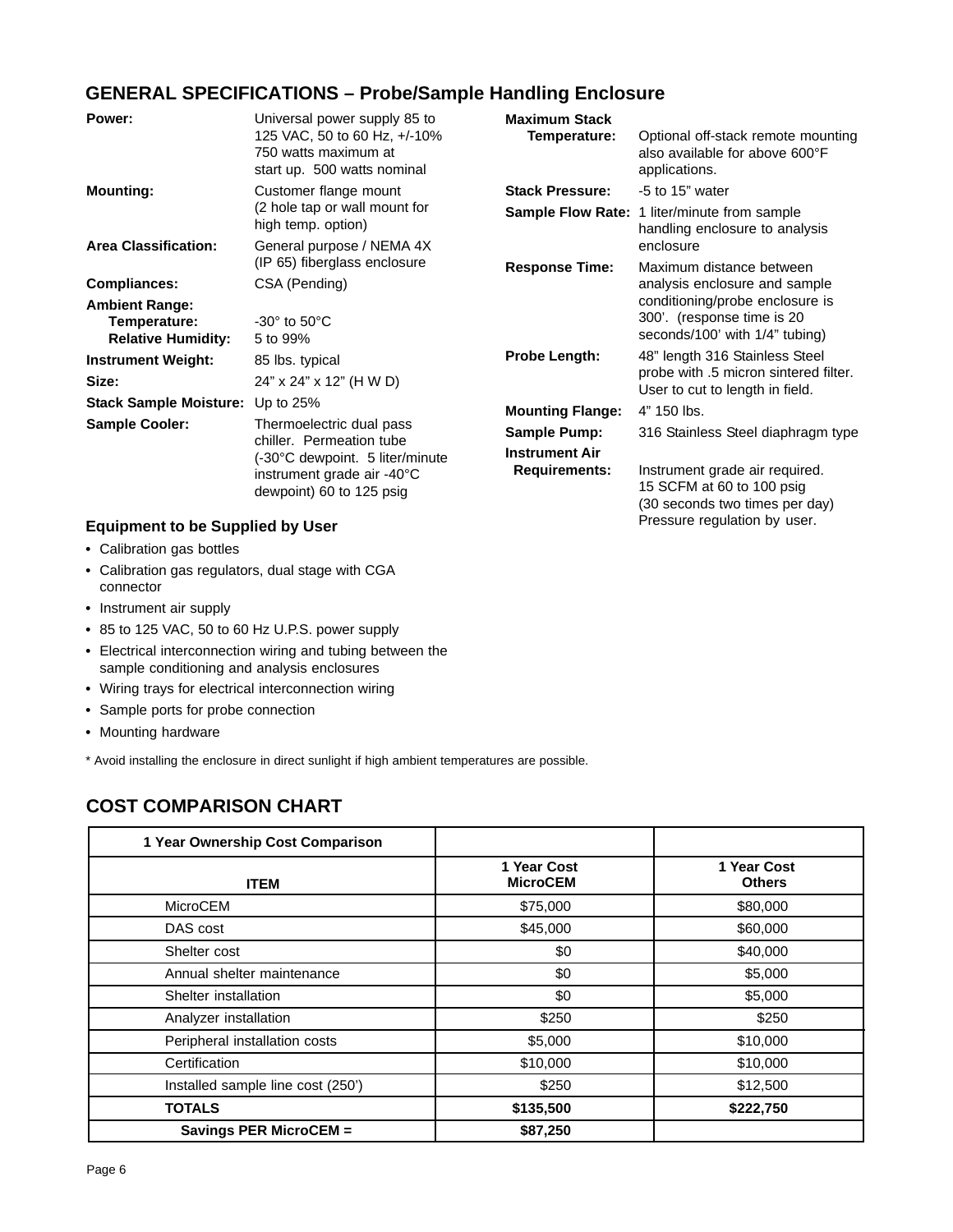## GENERAL SPECIFICATIONS – Probe/Sample Handling Enclosure

**Power:** Universal power supply 85 to 125 VAC, 50 to 60 Hz, +/-10% 750 watts maximum at start up. 500 watts nominal

**Mounting:** Customer flange mount (2 hole tap or wall mount for high temp. option)

**Area Classification:** General purpose / NEMA 4X (IP 65) fiberglass enclosure

**Compliances:** CSA (Pending)

**Ambient Range:**
- **Temperature:** -30° to 50°C
- **Relative Humidity:** 5 to 99%

**Instrument Weight:** 85 lbs. typical

**Size:** 24" x 24" x 12" (H W D)

**Stack Sample Moisture:** Up to 25%

**Sample Cooler:** Thermoelectric dual pass chiller. Permeation tube (-30°C dewpoint. 5 liter/minute instrument grade air -40°C dewpoint) 60 to 125 psig

**Maximum Stack Temperature:** Optional off-stack remote mounting also available for above 600°F applications.

**Stack Pressure:** -5 to 15" water

**Sample Flow Rate:** 1 liter/minute from sample handling enclosure to analysis enclosure

**Response Time:** Maximum distance between analysis enclosure and sample conditioning/probe enclosure is 300'. (response time is 20 seconds/100' with 1/4" tubing)

**Probe Length:** 48" length 316 Stainless Steel probe with .5 micron sintered filter. User to cut to length in field.

**Mounting Flange:** 4" 150 lbs.

**Sample Pump:** 316 Stainless Steel diaphragm type

**Instrument Air Requirements:** Instrument grade air required. 15 SCFM at 60 to 100 psig (30 seconds two times per day) Pressure regulation by user.

### Equipment to be Supplied by User

- Calibration gas bottles
- Calibration gas regulators, dual stage with CGA connector
- Instrument air supply
- 85 to 125 VAC, 50 to 60 Hz U.P.S. power supply
- Electrical interconnection wiring and tubing between the sample conditioning and analysis enclosures
- Wiring trays for electrical interconnection wiring
- Sample ports for probe connection
- Mounting hardware

* Avoid installing the enclosure in direct sunlight if high ambient temperatures are possible.

## COST COMPARISON CHART

| 1 Year Ownership Cost Comparison | | |
|---|---|---|
| **ITEM** | **1 Year Cost MicroCEM** | **1 Year Cost Others** |
| MicroCEM | $75,000 | $80,000 |
| DAS cost | $45,000 | $60,000 |
| Shelter cost | $0 | $40,000 |
| Annual shelter maintenance | $0 | $5,000 |
| Shelter installation | $0 | $5,000 |
| Analyzer installation | $250 | $250 |
| Peripheral installation costs | $5,000 | $10,000 |
| Certification | $10,000 | $10,000 |
| Installed sample line cost (250') | $250 | $12,500 |
| **TOTALS** | **$135,500** | **$222,750** |
| **Savings PER MicroCEM =** | **$87,250** | |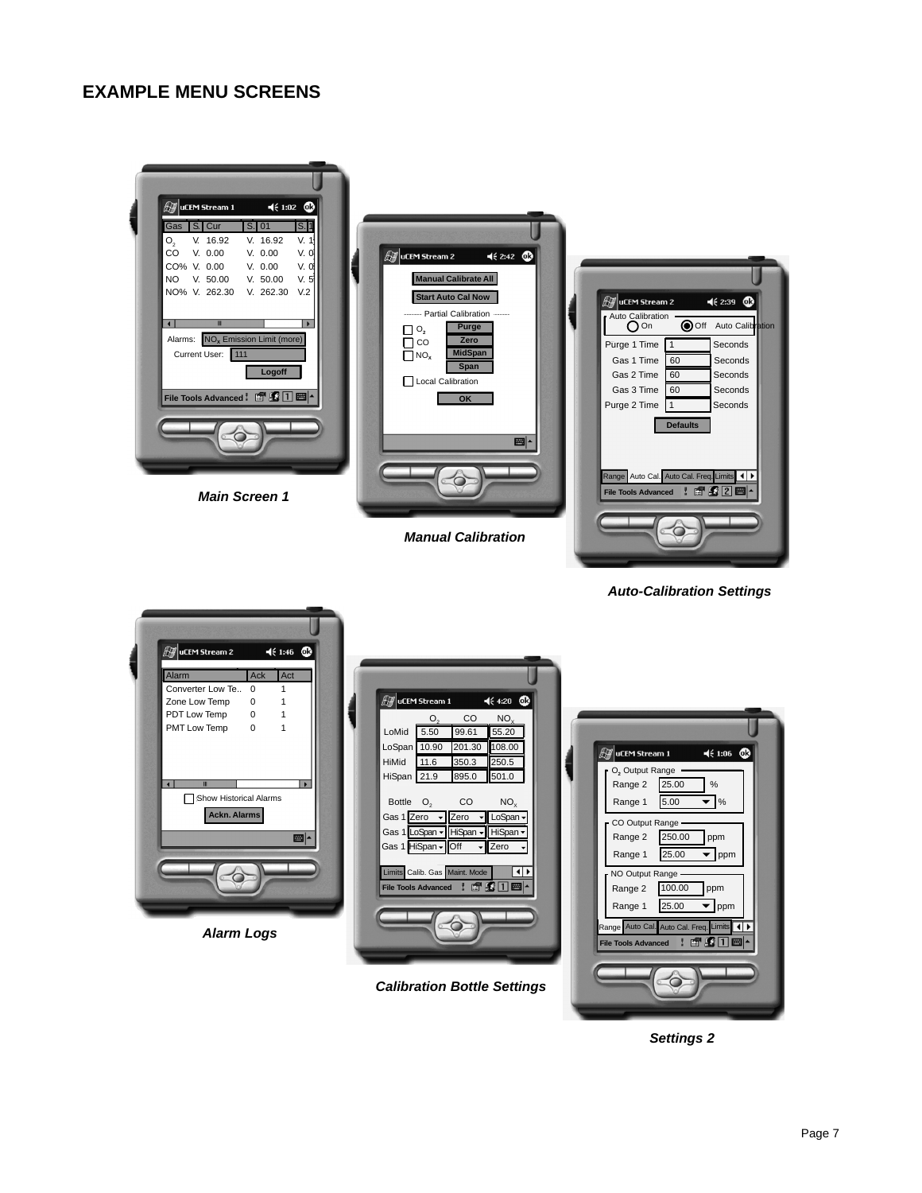# EXAMPLE MENU SCREENS

*Main Screen 1*

*Manual Calibration*

*Auto-Calibration Settings*

*Alarm Logs*

*Calibration Bottle Settings*

*Settings 2*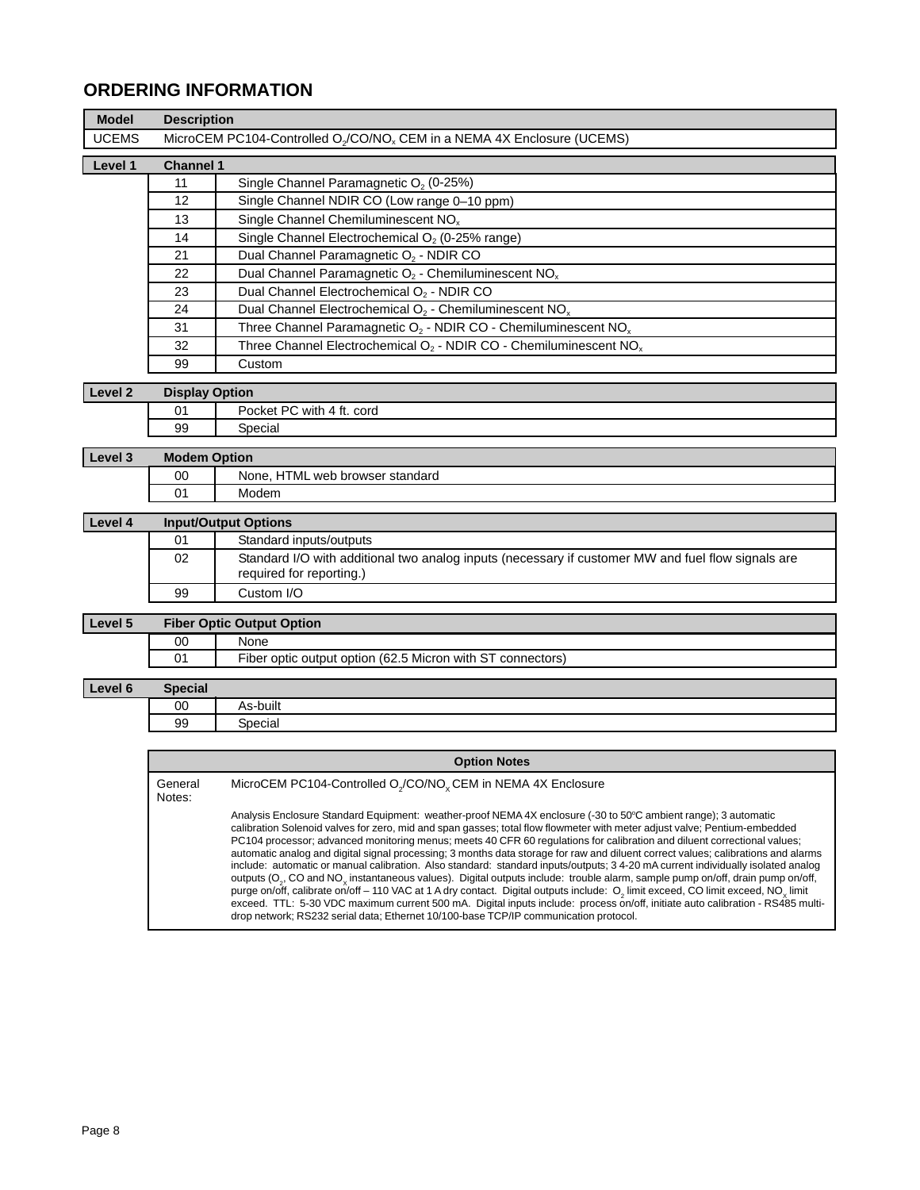## ORDERING INFORMATION

| Model | Description |
|---|---|
| UCEMS | MicroCEM PC104-Controlled $O_2$/CO/$NO_x$ CEM in a NEMA 4X Enclosure (UCEMS) |

| Level 1 | Channel 1 | |
|---|---|---|
| | 11 | Single Channel Paramagnetic $O_2$ (0-25%) |
| | 12 | Single Channel NDIR CO (Low range 0–10 ppm) |
| | 13 | Single Channel Chemiluminescent $NO_x$ |
| | 14 | Single Channel Electrochemical $O_2$ (0-25% range) |
| | 21 | Dual Channel Paramagnetic $O_2$ - NDIR CO |
| | 22 | Dual Channel Paramagnetic $O_2$ - Chemiluminescent $NO_x$ |
| | 23 | Dual Channel Electrochemical $O_2$ - NDIR CO |
| | 24 | Dual Channel Electrochemical $O_2$ - Chemiluminescent $NO_x$ |
| | 31 | Three Channel Paramagnetic $O_2$ - NDIR CO - Chemiluminescent $NO_x$ |
| | 32 | Three Channel Electrochemical $O_2$ - NDIR CO - Chemiluminescent $NO_x$ |
| | 99 | Custom |

| Level 2 | Display Option | |
|---|---|---|
| | 01 | Pocket PC with 4 ft. cord |
| | 99 | Special |

| Level 3 | Modem Option | |
|---|---|---|
| | 00 | None, HTML web browser standard |
| | 01 | Modem |

| Level 4 | Input/Output Options | |
|---|---|---|
| | 01 | Standard inputs/outputs |
| | 02 | Standard I/O with additional two analog inputs (necessary if customer MW and fuel flow signals are required for reporting.) |
| | 99 | Custom I/O |

| Level 5 | Fiber Optic Output Option | |
|---|---|---|
| | 00 | None |
| | 01 | Fiber optic output option (62.5 Micron with ST connectors) |

| Level 6 | Special | |
|---|---|---|
| | 00 | As-built |
| | 99 | Special |

| Option Notes | |
|---|---|
| General Notes: | MicroCEM PC104-Controlled $O_2$/CO/$NO_x$ CEM in NEMA 4X Enclosure |
| | Analysis Enclosure Standard Equipment: weather-proof NEMA 4X enclosure (-30 to 50ºC ambient range); 3 automatic calibration Solenoid valves for zero, mid and span gasses; total flow flowmeter with meter adjust valve; Pentium-embedded PC104 processor; advanced monitoring menus; meets 40 CFR 60 regulations for calibration and diluent correctional values; automatic analog and digital signal processing; 3 months data storage for raw and diluent correct values; calibrations and alarms include: automatic or manual calibration. Also standard: standard inputs/outputs; 3 4-20 mA current individually isolated analog outputs ($O_2$, CO and $NO_x$ instantaneous values). Digital outputs include: trouble alarm, sample pump on/off, drain pump on/off, purge on/off, calibrate on/off – 110 VAC at 1 A dry contact. Digital outputs include: $O_2$ limit exceed, CO limit exceed, $NO_x$ limit exceed. TTL: 5-30 VDC maximum current 500 mA. Digital inputs include: process on/off, initiate auto calibration - RS485 multi-drop network; RS232 serial data; Ethernet 10/100-base TCP/IP communication protocol. |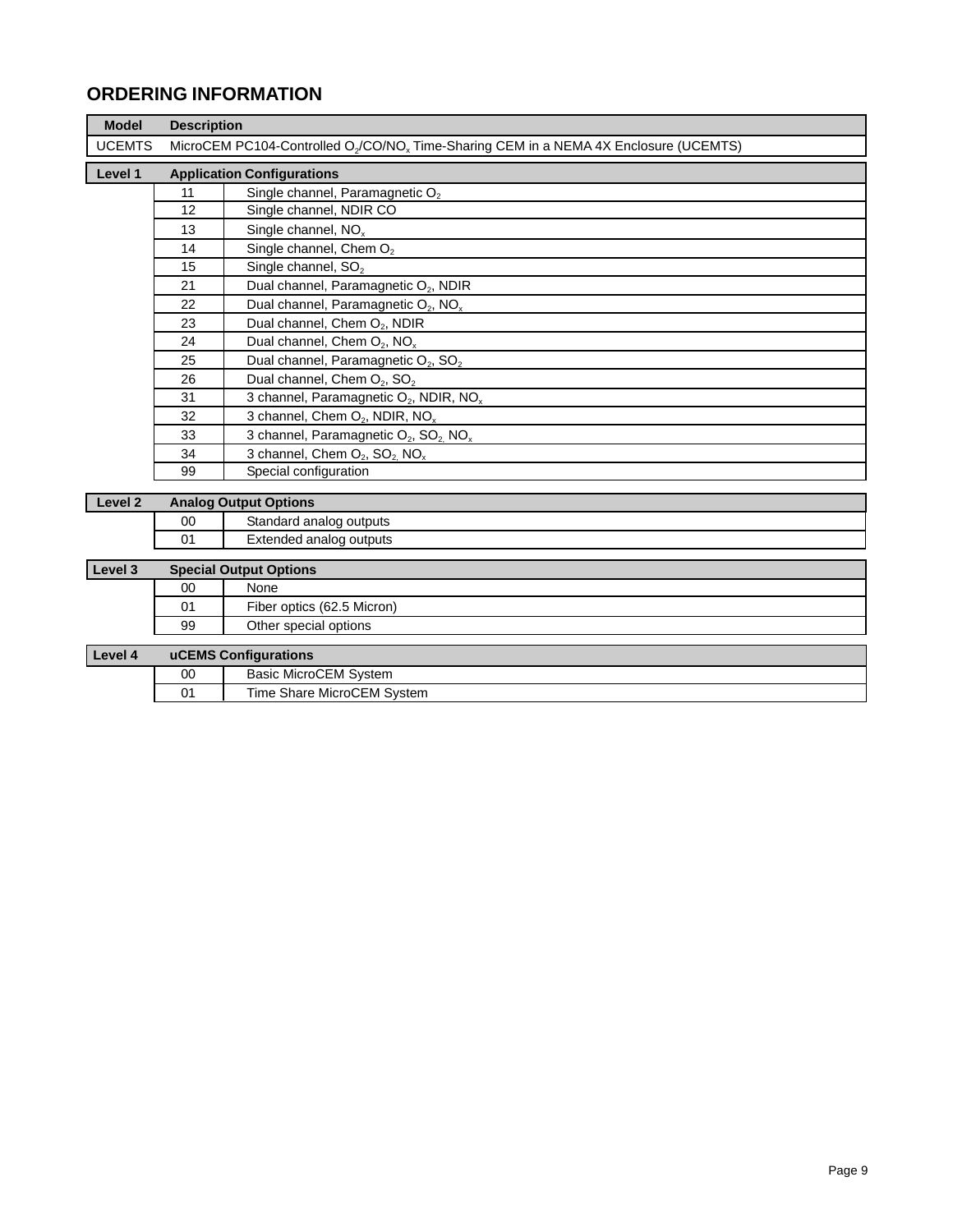## ORDERING INFORMATION

| Model | Description |
|---|---|
| UCEMTS | MicroCEM PC104-Controlled $O_2$/CO/$NO_x$ Time-Sharing CEM in a NEMA 4X Enclosure (UCEMTS) |

| Level 1 | Application Configurations | |
|---|---|---|
| | 11 | Single channel, Paramagnetic $O_2$ |
| | 12 | Single channel, NDIR CO |
| | 13 | Single channel, $NO_x$ |
| | 14 | Single channel, Chem $O_2$ |
| | 15 | Single channel, $SO_2$ |
| | 21 | Dual channel, Paramagnetic $O_2$, NDIR |
| | 22 | Dual channel, Paramagnetic $O_2$, $NO_x$ |
| | 23 | Dual channel, Chem $O_2$, NDIR |
| | 24 | Dual channel, Chem $O_2$, $NO_x$ |
| | 25 | Dual channel, Paramagnetic $O_2$, $SO_2$ |
| | 26 | Dual channel, Chem $O_2$, $SO_2$ |
| | 31 | 3 channel, Paramagnetic $O_2$, NDIR, $NO_x$ |
| | 32 | 3 channel, Chem $O_2$, NDIR, $NO_x$ |
| | 33 | 3 channel, Paramagnetic $O_2$, $SO_2$, $NO_x$ |
| | 34 | 3 channel, Chem $O_2$, $SO_2$, $NO_x$ |
| | 99 | Special configuration |

| Level 2 | Analog Output Options | |
|---|---|---|
| | 00 | Standard analog outputs |
| | 01 | Extended analog outputs |

| Level 3 | Special Output Options | |
|---|---|---|
| | 00 | None |
| | 01 | Fiber optics (62.5 Micron) |
| | 99 | Other special options |

| Level 4 | uCEMS Configurations | |
|---|---|---|
| | 00 | Basic MicroCEM System |
| | 01 | Time Share MicroCEM System |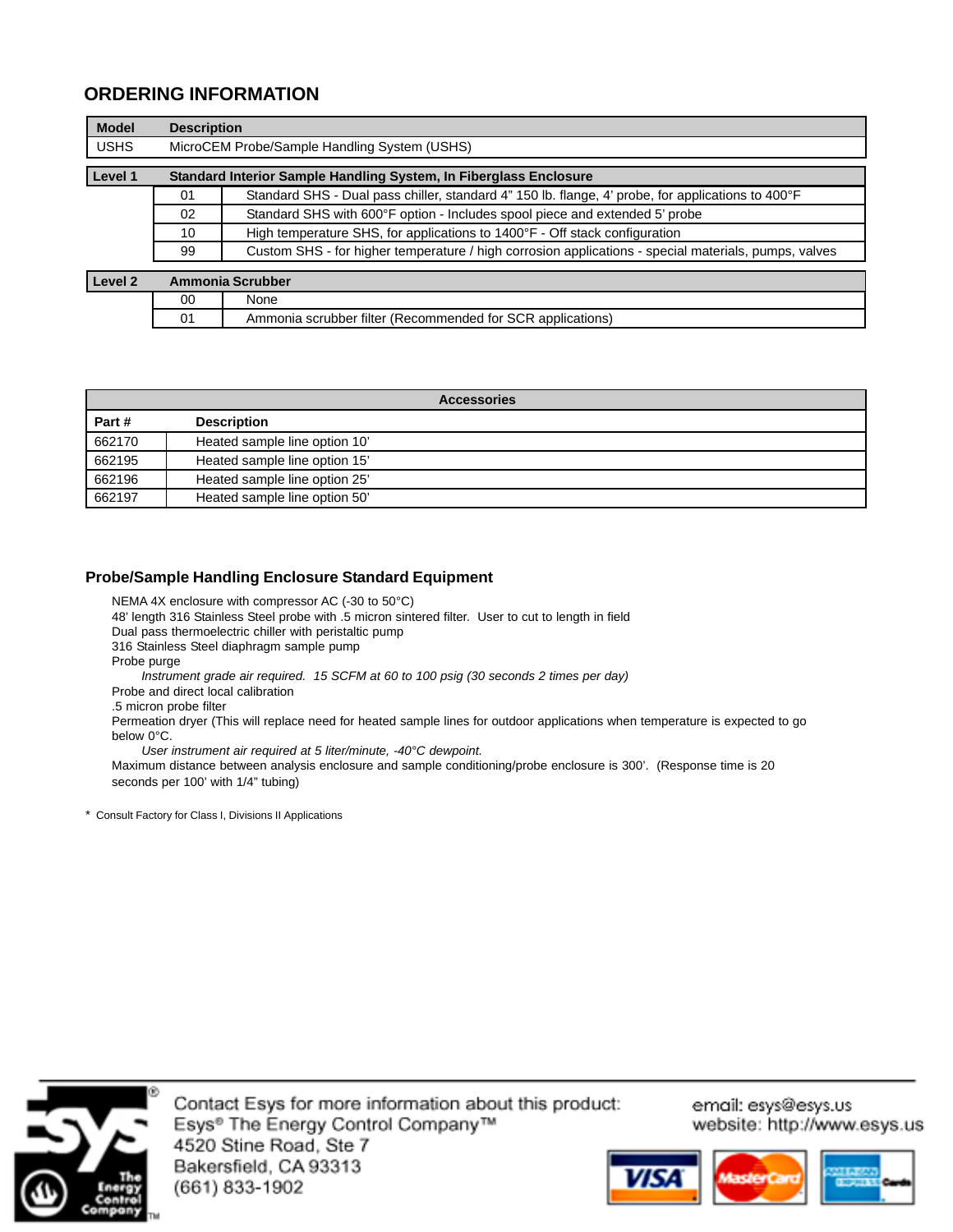## ORDERING INFORMATION

| Model | Description |
|---|---|
| USHS | MicroCEM Probe/Sample Handling System (USHS) |

| Level 1 | Standard Interior Sample Handling System, In Fiberglass Enclosure | |
|---|---|---|
| | 01 | Standard SHS - Dual pass chiller, standard 4" 150 lb. flange, 4' probe, for applications to 400°F |
| | 02 | Standard SHS with 600°F option - Includes spool piece and extended 5' probe |
| | 10 | High temperature SHS, for applications to 1400°F - Off stack configuration |
| | 99 | Custom SHS - for higher temperature / high corrosion applications - special materials, pumps, valves |

| Level 2 | Ammonia Scrubber | |
|---|---|---|
| | 00 | None |
| | 01 | Ammonia scrubber filter (Recommended for SCR applications) |

| Accessories | |
|---|---|
| **Part #** | **Description** |
| 662170 | Heated sample line option 10' |
| 662195 | Heated sample line option 15' |
| 662196 | Heated sample line option 25' |
| 662197 | Heated sample line option 50' |

### Probe/Sample Handling Enclosure Standard Equipment

NEMA 4X enclosure with compressor AC (-30 to 50°C)
48' length 316 Stainless Steel probe with .5 micron sintered filter. User to cut to length in field
Dual pass thermoelectric chiller with peristaltic pump
316 Stainless Steel diaphragm sample pump
Probe purge

*Instrument grade air required. 15 SCFM at 60 to 100 psig (30 seconds 2 times per day)*

Probe and direct local calibration
.5 micron probe filter
Permeation dryer (This will replace need for heated sample lines for outdoor applications when temperature is expected to go below 0°C.

*User instrument air required at 5 liter/minute, -40°C dewpoint.*

Maximum distance between analysis enclosure and sample conditioning/probe enclosure is 300'. (Response time is 20 seconds per 100' with 1/4" tubing)

* Consult Factory for Class I, Divisions II Applications

Contact Esys for more information about this product:
Esys® The Energy Control Company™
4520 Stine Road, Ste 7
Bakersfield, CA 93313
(661) 833-1902

email: esys@esys.us
website: http://www.esys.us